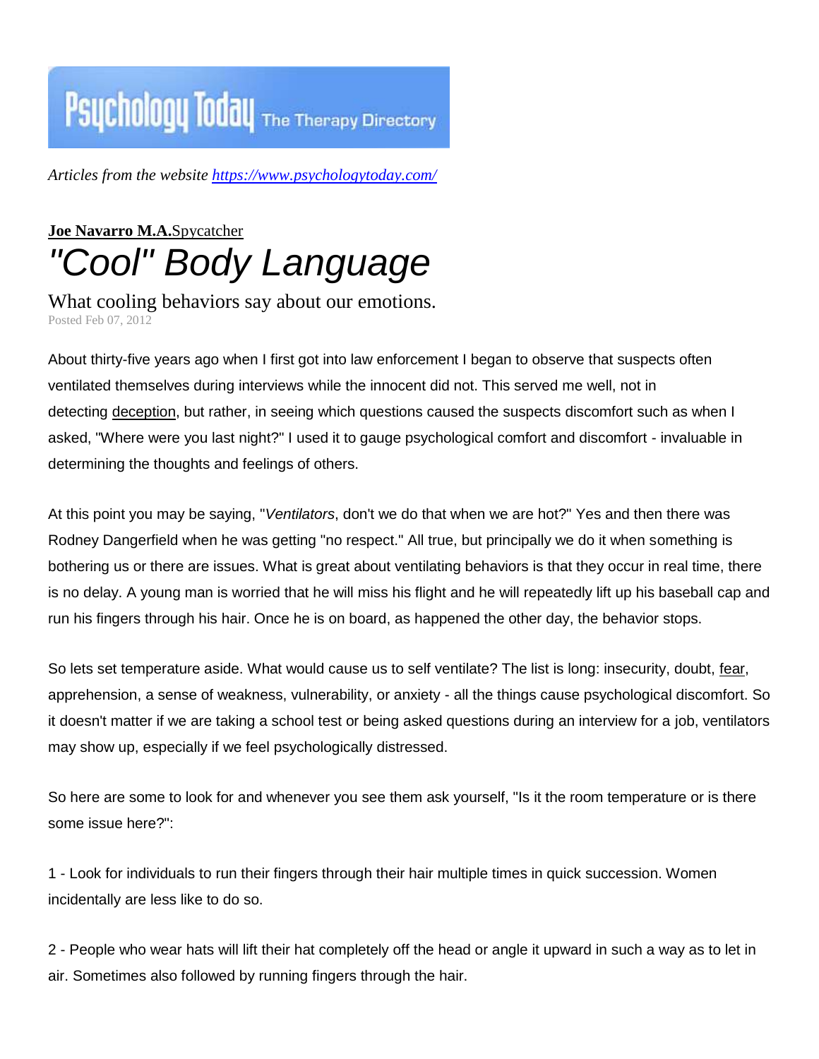Psychology Today The Therapy Directory

*Articles from the website https://www.psychologytoday.com/*

**Joe Navarro M.A.** Spycatcher

# *"Cool" Body Language*

## What cooling behaviors say about our emotions.

Posted Feb 07, 2012

About thirty-five years ago when I first got into law enforcement I began to observe that suspects often ventilated themselves during interviews while the innocent did not. This served me well, not in detecting deception, but rather, in seeing which questions caused the suspects discomfort such as when I asked, "Where were you last night?" I used it to gauge psychological comfort and discomfort - invaluable in determining the thoughts and feelings of others.

At this point you may be saying, "*Ventilators*, don't we do that when we are hot?" Yes and then there was Rodney Dangerfield when he was getting "no respect." All true, but principally we do it when something is bothering us or there are issues. What is great about ventilating behaviors is that they occur in real time, there is no delay. A young man is worried that he will miss his flight and he will repeatedly lift up his baseball cap and run his fingers through his hair. Once he is on board, as happened the other day, the behavior stops.

So lets set temperature aside. What would cause us to self ventilate? The list is long: insecurity, doubt, fear, apprehension, a sense of weakness, vulnerability, or anxiety - all the things cause psychological discomfort. So it doesn't matter if we are taking a school test or being asked questions during an interview for a job, ventilators may show up, especially if we feel psychologically distressed.

So here are some to look for and whenever you see them ask yourself, "Is it the room temperature or is there some issue here?":

1 - Look for individuals to run their fingers through their hair multiple times in quick succession. Women incidentally are less like to do so.

2 - People who wear hats will lift their hat completely off the head or angle it upward in such a way as to let in air. Sometimes also followed by running fingers through the hair.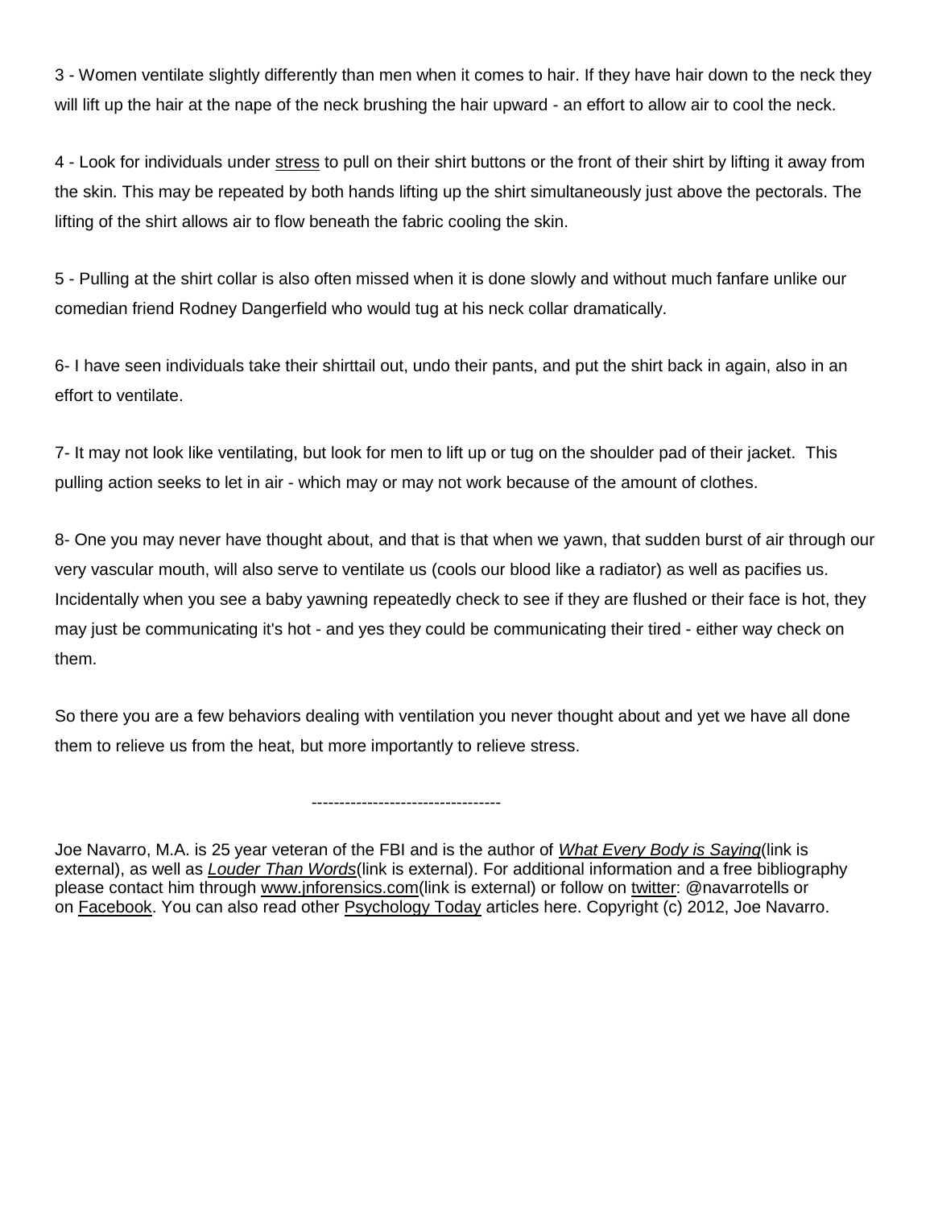3 - Women ventilate slightly differently than men when it comes to hair. If they have hair down to the neck they will lift up the hair at the nape of the neck brushing the hair upward - an effort to allow air to cool the neck.

4 - Look for individuals under stress to pull on their shirt buttons or the front of their shirt by lifting it away from the skin. This may be repeated by both hands lifting up the shirt simultaneously just above the pectorals. The lifting of the shirt allows air to flow beneath the fabric cooling the skin.

5 - Pulling at the shirt collar is also often missed when it is done slowly and without much fanfare unlike our comedian friend Rodney Dangerfield who would tug at his neck collar dramatically.

6- I have seen individuals take their shirttail out, undo their pants, and put the shirt back in again, also in an effort to ventilate.

7- It may not look like ventilating, but look for men to lift up or tug on the shoulder pad of their jacket. This pulling action seeks to let in air - which may or may not work because of the amount of clothes.

8- One you may never have thought about, and that is that when we yawn, that sudden burst of air through our very vascular mouth, will also serve to ventilate us (cools our blood like a radiator) as well as pacifies us. Incidentally when you see a baby yawning repeatedly check to see if they are flushed or their face is hot, they may just be communicating it's hot - and yes they could be communicating their tired - either way check on them.

So there you are a few behaviors dealing with ventilation you never thought about and yet we have all done them to relieve us from the heat, but more importantly to relieve stress.

----------------------------------

Joe Navarro, M.A. is 25 year veteran of the FBI and is the author of *What Every Body is Saying*(link is external), as well as *Louder Than Words*(link is external). For additional information and a free bibliography please contact him through www.jnforensics.com(link is external) or follow on twitter: @navarrotells or on Facebook. You can also read other Psychology Today articles here. Copyright (c) 2012, Joe Navarro.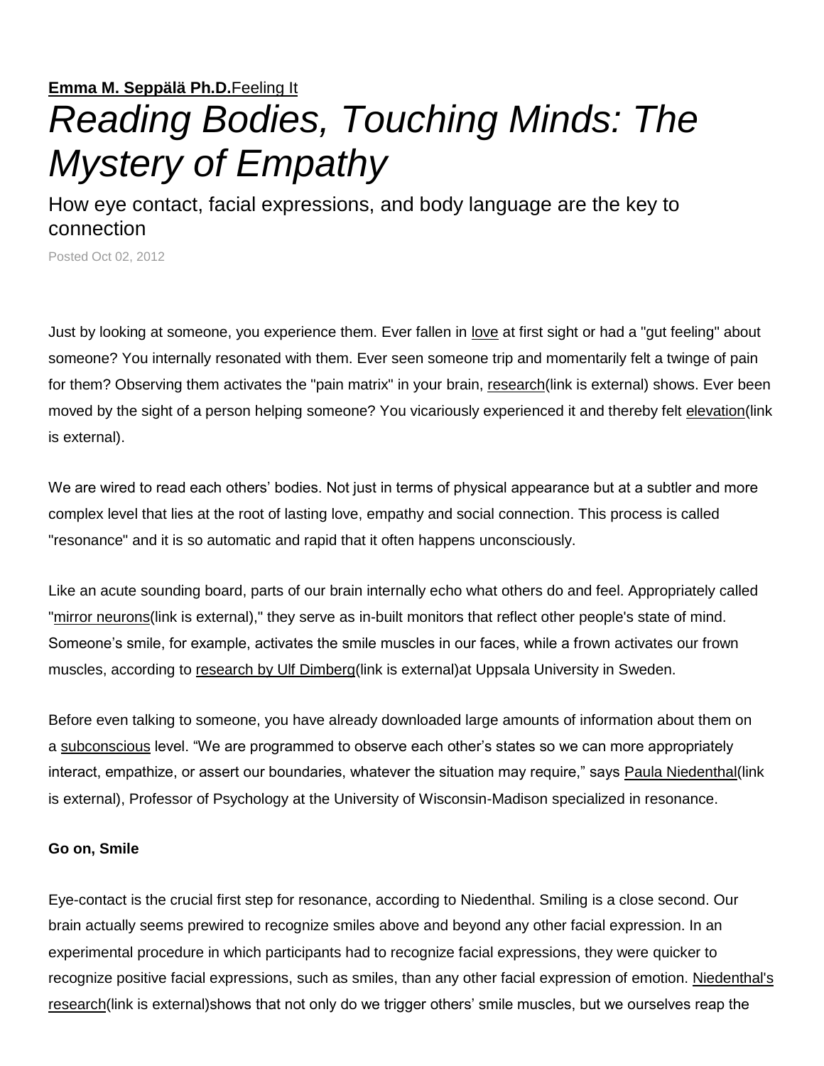**Emma M. Seppälä Ph.D.** Feeling It

# *Reading Bodies, Touching Minds: The Mystery of Empathy*

How eye contact, facial expressions, and body language are the key to connection

Posted Oct 02, 2012

Just by looking at someone, you experience them. Ever fallen in love at first sight or had a "gut feeling" about someone? You internally resonated with them. Ever seen someone trip and momentarily felt a twinge of pain for them? Observing them activates the "pain matrix" in your brain, research(link is external) shows. Ever been moved by the sight of a person helping someone? You vicariously experienced it and thereby felt elevation(link is external).

We are wired to read each others' bodies. Not just in terms of physical appearance but at a subtler and more complex level that lies at the root of lasting love, empathy and social connection. This process is called "resonance" and it is so automatic and rapid that it often happens unconsciously.

Like an acute sounding board, parts of our brain internally echo what others do and feel. Appropriately called "mirror neurons(link is external)," they serve as in-built monitors that reflect other people's state of mind. Someone's smile, for example, activates the smile muscles in our faces, while a frown activates our frown muscles, according to research by Ulf Dimberg(link is external)at Uppsala University in Sweden.

Before even talking to someone, you have already downloaded large amounts of information about them on a subconscious level. "We are programmed to observe each other's states so we can more appropriately interact, empathize, or assert our boundaries, whatever the situation may require," says Paula Niedenthal(link is external), Professor of Psychology at the University of Wisconsin-Madison specialized in resonance.

**Go on, Smile**

Eye-contact is the crucial first step for resonance, according to Niedenthal. Smiling is a close second. Our brain actually seems prewired to recognize smiles above and beyond any other facial expression. In an experimental procedure in which participants had to recognize facial expressions, they were quicker to recognize positive facial expressions, such as smiles, than any other facial expression of emotion. Niedenthal's research(link is external)shows that not only do we trigger others' smile muscles, but we ourselves reap the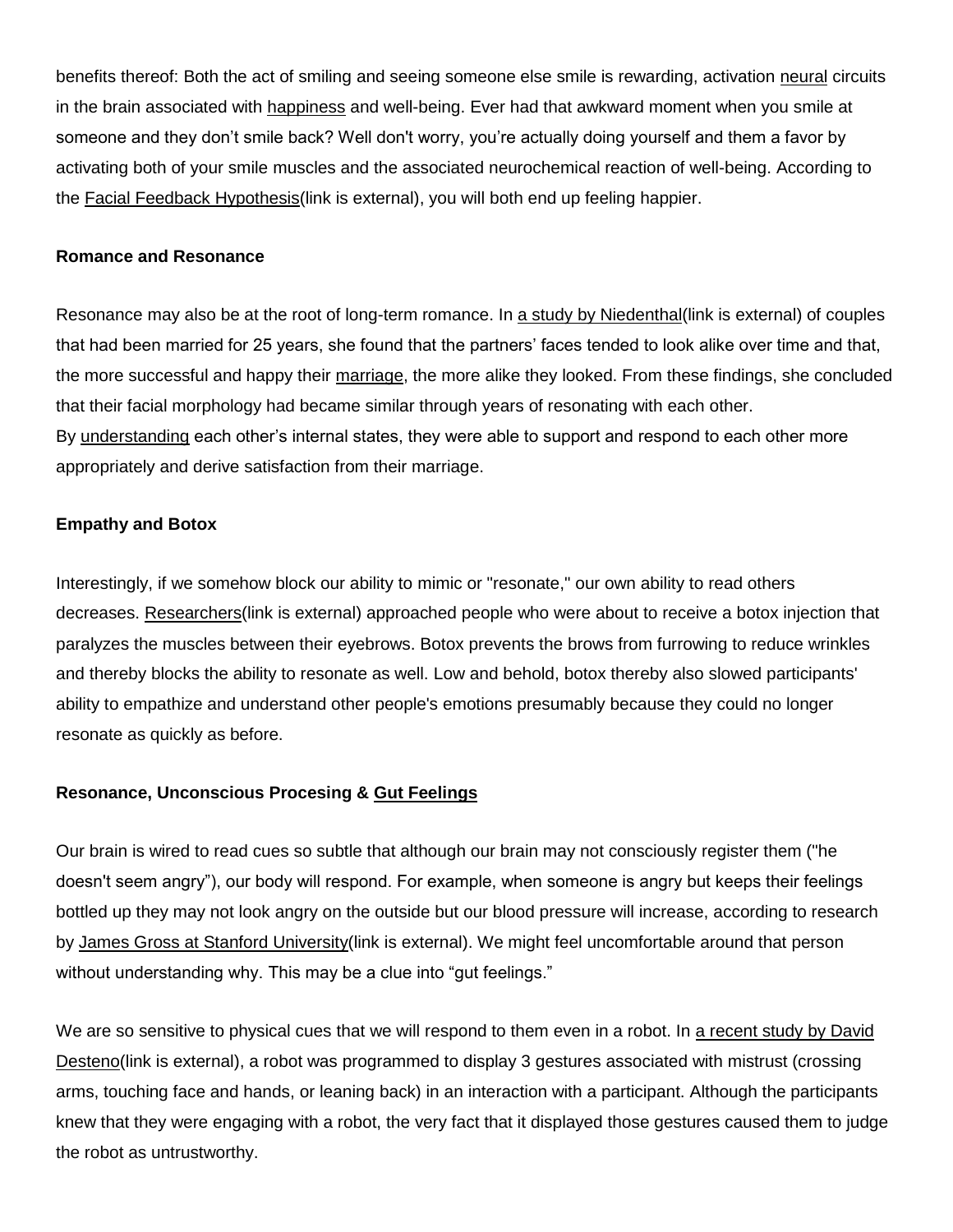benefits thereof: Both the act of smiling and seeing someone else smile is rewarding, activation neural circuits in the brain associated with happiness and well-being. Ever had that awkward moment when you smile at someone and they don't smile back? Well don't worry, you're actually doing yourself and them a favor by activating both of your smile muscles and the associated neurochemical reaction of well-being. According to the Facial Feedback Hypothesis(link is external), you will both end up feeling happier.

**Romance and Resonance**

Resonance may also be at the root of long-term romance. In a study by Niedenthal(link is external) of couples that had been married for 25 years, she found that the partners' faces tended to look alike over time and that, the more successful and happy their marriage, the more alike they looked. From these findings, she concluded that their facial morphology had became similar through years of resonating with each other. By understanding each other's internal states, they were able to support and respond to each other more appropriately and derive satisfaction from their marriage.

**Empathy and Botox**

Interestingly, if we somehow block our ability to mimic or "resonate," our own ability to read others decreases. Researchers(link is external) approached people who were about to receive a botox injection that paralyzes the muscles between their eyebrows. Botox prevents the brows from furrowing to reduce wrinkles and thereby blocks the ability to resonate as well. Low and behold, botox thereby also slowed participants' ability to empathize and understand other people's emotions presumably because they could no longer resonate as quickly as before.

**Resonance, Unconscious Procesing & Gut Feelings**

Our brain is wired to read cues so subtle that although our brain may not consciously register them ("he doesn't seem angry"), our body will respond. For example, when someone is angry but keeps their feelings bottled up they may not look angry on the outside but our blood pressure will increase, according to research by James Gross at Stanford University(link is external). We might feel uncomfortable around that person without understanding why. This may be a clue into "gut feelings."

We are so sensitive to physical cues that we will respond to them even in a robot. In a recent study by David Desteno(link is external), a robot was programmed to display 3 gestures associated with mistrust (crossing arms, touching face and hands, or leaning back) in an interaction with a participant. Although the participants knew that they were engaging with a robot, the very fact that it displayed those gestures caused them to judge the robot as untrustworthy.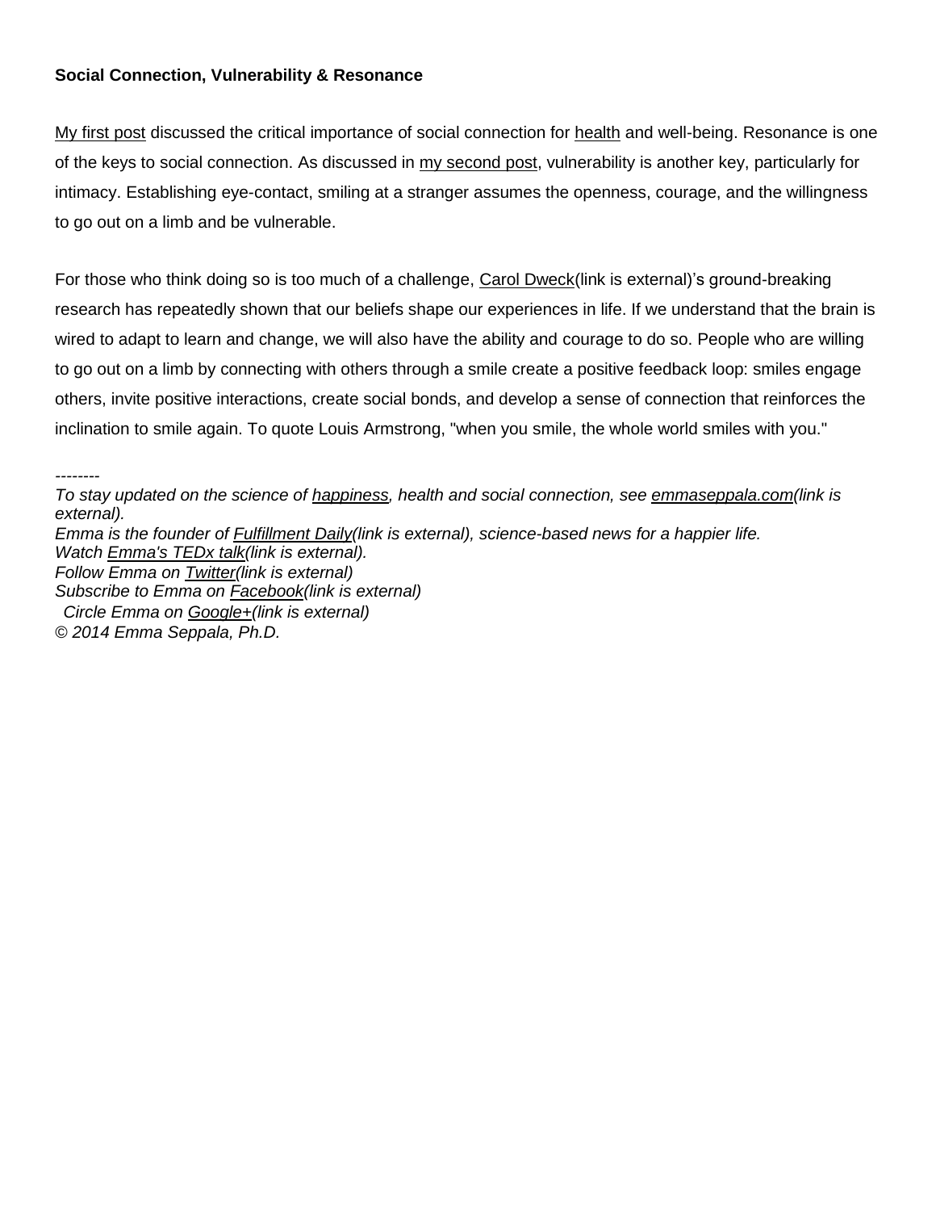**Social Connection, Vulnerability & Resonance**

My first post discussed the critical importance of social connection for health and well-being. Resonance is one of the keys to social connection. As discussed in my second post, vulnerability is another key, particularly for intimacy. Establishing eye-contact, smiling at a stranger assumes the openness, courage, and the willingness to go out on a limb and be vulnerable.

For those who think doing so is too much of a challenge, Carol Dweck(link is external)'s ground-breaking research has repeatedly shown that our beliefs shape our experiences in life. If we understand that the brain is wired to adapt to learn and change, we will also have the ability and courage to do so. People who are willing to go out on a limb by connecting with others through a smile create a positive feedback loop: smiles engage others, invite positive interactions, create social bonds, and develop a sense of connection that reinforces the inclination to smile again. To quote Louis Armstrong, "when you smile, the whole world smiles with you."

*--------*

*To stay updated on the science of happiness, health and social connection, see emmaseppala.com(link is external).*

*Emma is the founder of Fulfillment Daily(link is external), science-based news for a happier life.*

*Watch Emma's TEDx talk(link is external).*

*Follow Emma on Twitter(link is external)*

*Subscribe to Emma on Facebook(link is external)*

*Circle Emma on Google+(link is external)*

*© 2014 Emma Seppala, Ph.D.*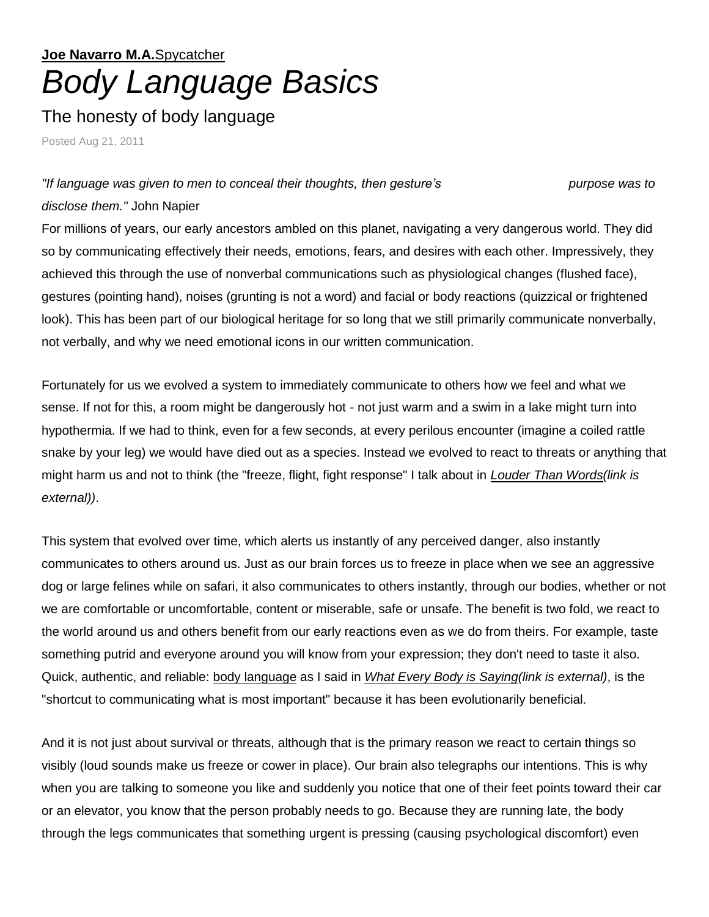**Joe Navarro M.A.** Spycatcher

# *Body Language Basics*

## The honesty of body language

Posted Aug 21, 2011

*"If language was given to men to conceal their thoughts, then gesture's purpose was to disclose them."* John Napier

For millions of years, our early ancestors ambled on this planet, navigating a very dangerous world. They did so by communicating effectively their needs, emotions, fears, and desires with each other. Impressively, they achieved this through the use of nonverbal communications such as physiological changes (flushed face), gestures (pointing hand), noises (grunting is not a word) and facial or body reactions (quizzical or frightened look). This has been part of our biological heritage for so long that we still primarily communicate nonverbally, not verbally, and why we need emotional icons in our written communication.

Fortunately for us we evolved a system to immediately communicate to others how we feel and what we sense. If not for this, a room might be dangerously hot - not just warm and a swim in a lake might turn into hypothermia. If we had to think, even for a few seconds, at every perilous encounter (imagine a coiled rattle snake by your leg) we would have died out as a species. Instead we evolved to react to threats or anything that might harm us and not to think (the "freeze, flight, fight response" I talk about in *Louder Than Words(link is external))*.

This system that evolved over time, which alerts us instantly of any perceived danger, also instantly communicates to others around us. Just as our brain forces us to freeze in place when we see an aggressive dog or large felines while on safari, it also communicates to others instantly, through our bodies, whether or not we are comfortable or uncomfortable, content or miserable, safe or unsafe. The benefit is two fold, we react to the world around us and others benefit from our early reactions even as we do from theirs. For example, taste something putrid and everyone around you will know from your expression; they don't need to taste it also. Quick, authentic, and reliable: body language as I said in *What Every Body is Saying(link is external)*, is the "shortcut to communicating what is most important" because it has been evolutionarily beneficial.

And it is not just about survival or threats, although that is the primary reason we react to certain things so visibly (loud sounds make us freeze or cower in place). Our brain also telegraphs our intentions. This is why when you are talking to someone you like and suddenly you notice that one of their feet points toward their car or an elevator, you know that the person probably needs to go. Because they are running late, the body through the legs communicates that something urgent is pressing (causing psychological discomfort) even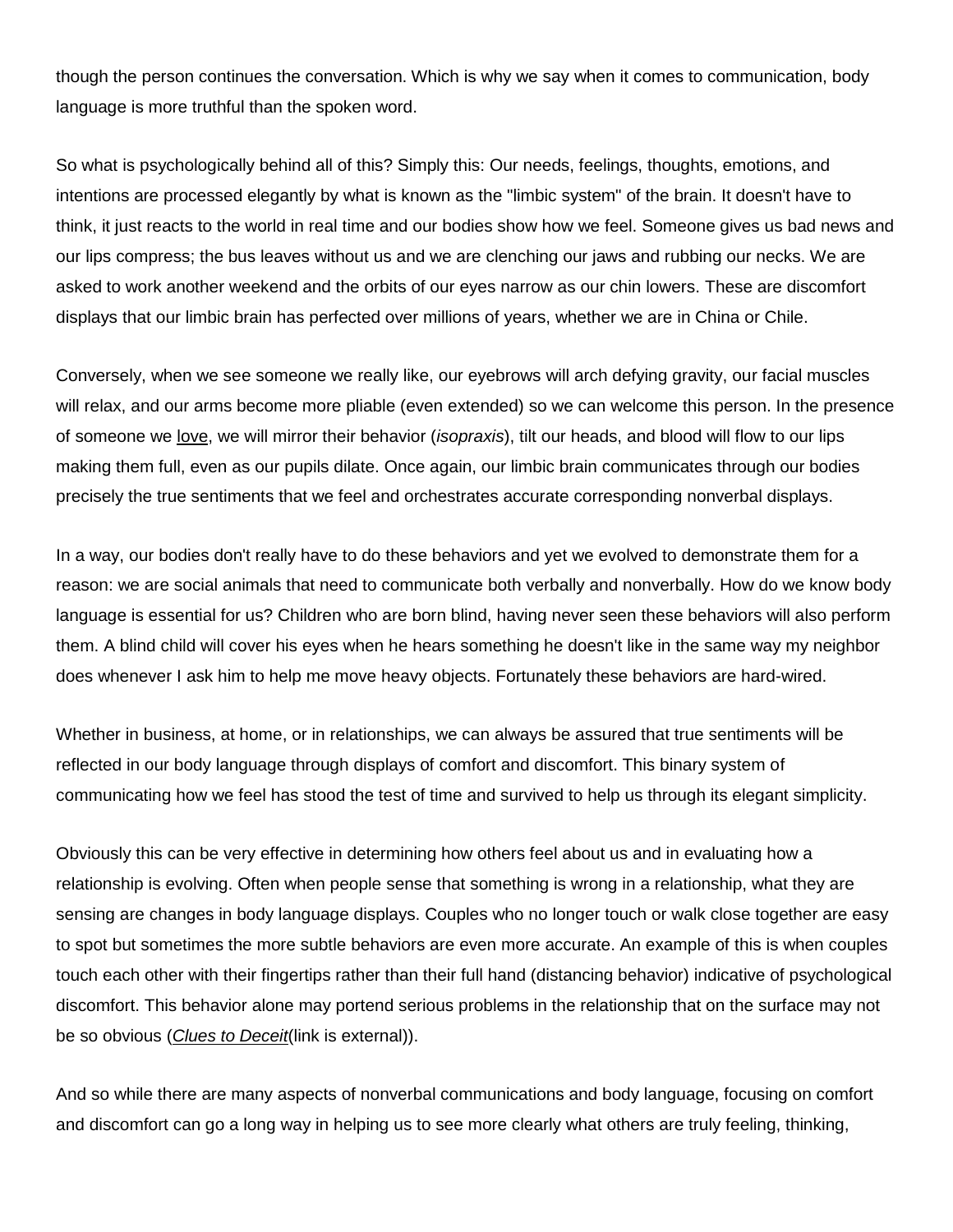though the person continues the conversation. Which is why we say when it comes to communication, body language is more truthful than the spoken word.

So what is psychologically behind all of this? Simply this: Our needs, feelings, thoughts, emotions, and intentions are processed elegantly by what is known as the "limbic system" of the brain. It doesn't have to think, it just reacts to the world in real time and our bodies show how we feel. Someone gives us bad news and our lips compress; the bus leaves without us and we are clenching our jaws and rubbing our necks. We are asked to work another weekend and the orbits of our eyes narrow as our chin lowers. These are discomfort displays that our limbic brain has perfected over millions of years, whether we are in China or Chile.

Conversely, when we see someone we really like, our eyebrows will arch defying gravity, our facial muscles will relax, and our arms become more pliable (even extended) so we can welcome this person. In the presence of someone we love, we will mirror their behavior (*isopraxis*), tilt our heads, and blood will flow to our lips making them full, even as our pupils dilate. Once again, our limbic brain communicates through our bodies precisely the true sentiments that we feel and orchestrates accurate corresponding nonverbal displays.

In a way, our bodies don't really have to do these behaviors and yet we evolved to demonstrate them for a reason: we are social animals that need to communicate both verbally and nonverbally. How do we know body language is essential for us? Children who are born blind, having never seen these behaviors will also perform them. A blind child will cover his eyes when he hears something he doesn't like in the same way my neighbor does whenever I ask him to help me move heavy objects. Fortunately these behaviors are hard-wired.

Whether in business, at home, or in relationships, we can always be assured that true sentiments will be reflected in our body language through displays of comfort and discomfort. This binary system of communicating how we feel has stood the test of time and survived to help us through its elegant simplicity.

Obviously this can be very effective in determining how others feel about us and in evaluating how a relationship is evolving. Often when people sense that something is wrong in a relationship, what they are sensing are changes in body language displays. Couples who no longer touch or walk close together are easy to spot but sometimes the more subtle behaviors are even more accurate. An example of this is when couples touch each other with their fingertips rather than their full hand (distancing behavior) indicative of psychological discomfort. This behavior alone may portend serious problems in the relationship that on the surface may not be so obvious (*Clues to Deceit*(link is external)).

And so while there are many aspects of nonverbal communications and body language, focusing on comfort and discomfort can go a long way in helping us to see more clearly what others are truly feeling, thinking,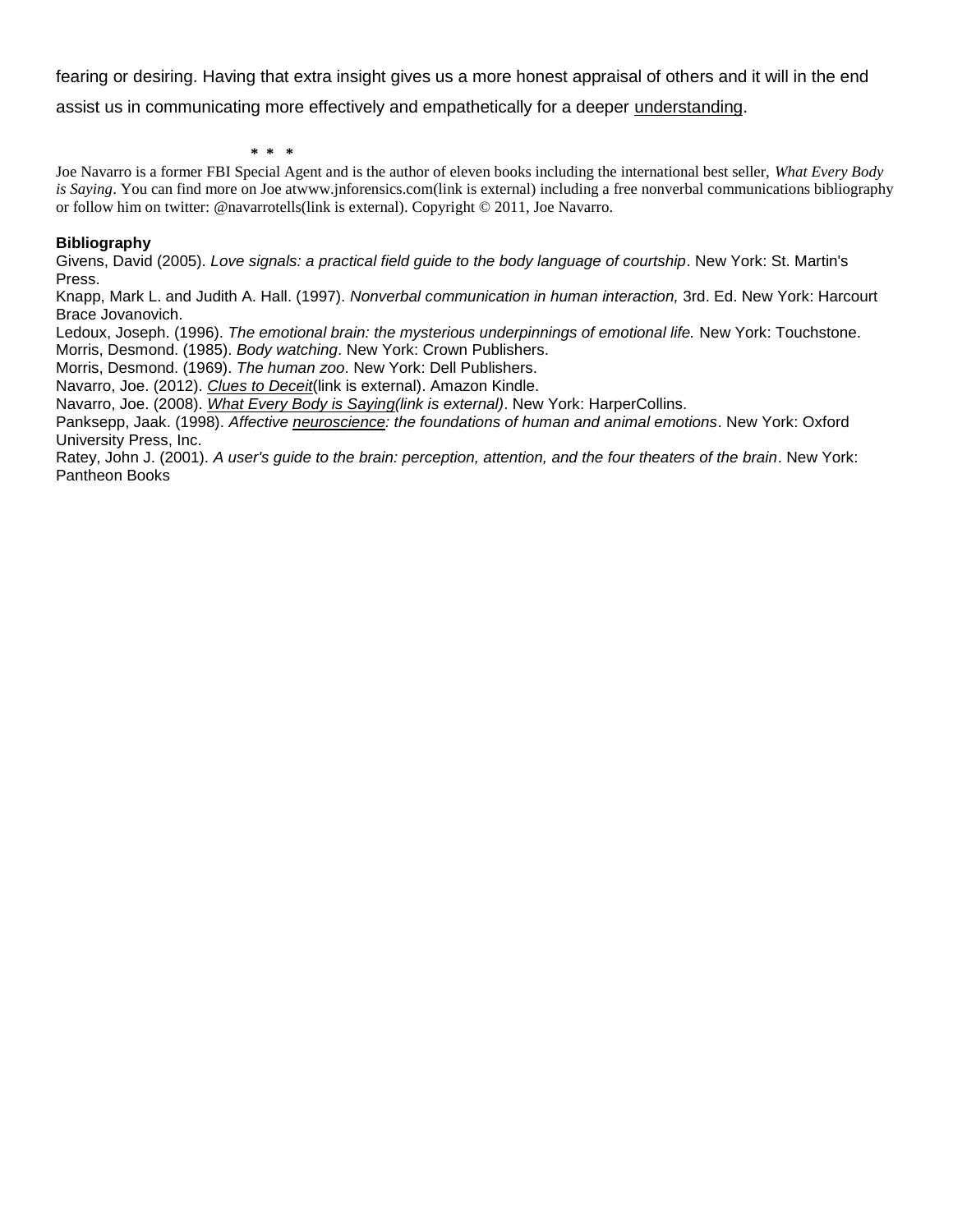fearing or desiring. Having that extra insight gives us a more honest appraisal of others and it will in the end assist us in communicating more effectively and empathetically for a deeper understanding.

\* \* \*

Joe Navarro is a former FBI Special Agent and is the author of eleven books including the international best seller, *What Every Body is Saying*. You can find more on Joe atwww.jnforensics.com(link is external) including a free nonverbal communications bibliography or follow him on twitter: @navarrotells(link is external). Copyright © 2011, Joe Navarro.

**Bibliography**

Givens, David (2005). *Love signals: a practical field guide to the body language of courtship*. New York: St. Martin's Press.

Knapp, Mark L. and Judith A. Hall. (1997). *Nonverbal communication in human interaction,* 3rd. Ed. New York: Harcourt Brace Jovanovich.

Ledoux, Joseph. (1996). *The emotional brain: the mysterious underpinnings of emotional life.* New York: Touchstone.

Morris, Desmond. (1985). *Body watching*. New York: Crown Publishers.

Morris, Desmond. (1969). *The human zoo*. New York: Dell Publishers.

Navarro, Joe. (2012). *Clues to Deceit*(link is external). Amazon Kindle.

Navarro, Joe. (2008). *What Every Body is Saying(link is external)*. New York: HarperCollins.

Panksepp, Jaak. (1998). *Affective neuroscience: the foundations of human and animal emotions*. New York: Oxford University Press, Inc.

Ratey, John J. (2001). *A user's guide to the brain: perception, attention, and the four theaters of the brain*. New York: Pantheon Books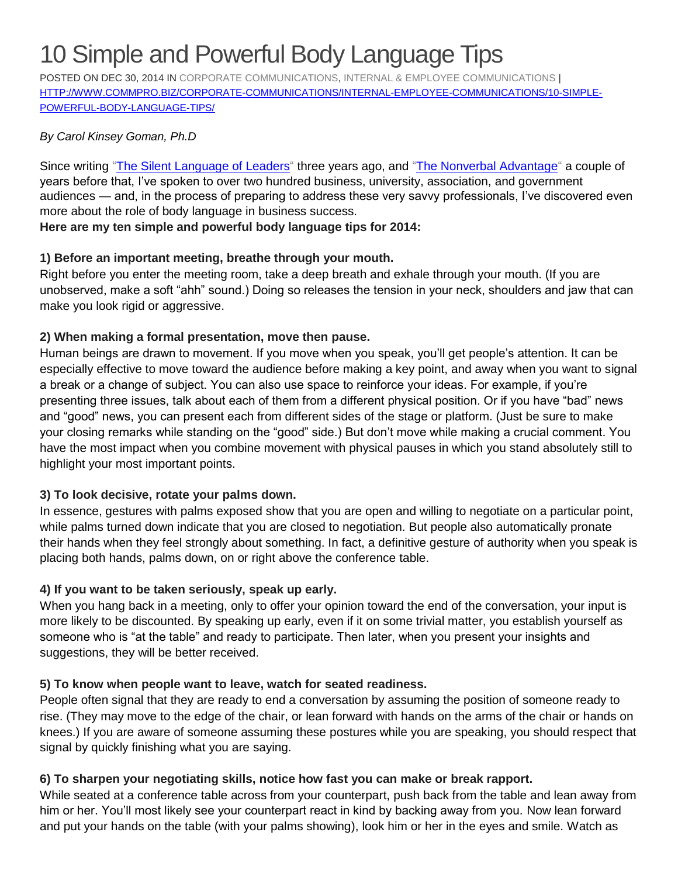# 10 Simple and Powerful Body Language Tips

POSTED ON DEC 30, 2014 IN CORPORATE COMMUNICATIONS, INTERNAL & EMPLOYEE COMMUNICATIONS | [HTTP://WWW.COMMPRO.BIZ/CORPORATE-COMMUNICATIONS/INTERNAL-EMPLOYEE-COMMUNICATIONS/10-SIMPLE-POWERFUL-BODY-LANGUAGE-TIPS/](HTTP://WWW.COMMPRO.BIZ/CORPORATE-COMMUNICATIONS/INTERNAL-EMPLOYEE-COMMUNICATIONS/10-SIMPLE-POWERFUL-BODY-LANGUAGE-TIPS/)

*By Carol Kinsey Goman, Ph.D*

Since writing "The Silent Language of Leaders" three years ago, and "The Nonverbal Advantage" a couple of years before that, I've spoken to over two hundred business, university, association, and government audiences — and, in the process of preparing to address these very savvy professionals, I've discovered even more about the role of body language in business success.

**Here are my ten simple and powerful body language tips for 2014:**

**1) Before an important meeting, breathe through your mouth.**

Right before you enter the meeting room, take a deep breath and exhale through your mouth. (If you are unobserved, make a soft "ahh" sound.) Doing so releases the tension in your neck, shoulders and jaw that can make you look rigid or aggressive.

**2) When making a formal presentation, move then pause.**

Human beings are drawn to movement. If you move when you speak, you'll get people's attention. It can be especially effective to move toward the audience before making a key point, and away when you want to signal a break or a change of subject. You can also use space to reinforce your ideas. For example, if you're presenting three issues, talk about each of them from a different physical position. Or if you have "bad" news and "good" news, you can present each from different sides of the stage or platform. (Just be sure to make your closing remarks while standing on the "good" side.) But don't move while making a crucial comment. You have the most impact when you combine movement with physical pauses in which you stand absolutely still to highlight your most important points.

**3) To look decisive, rotate your palms down.**

In essence, gestures with palms exposed show that you are open and willing to negotiate on a particular point, while palms turned down indicate that you are closed to negotiation. But people also automatically pronate their hands when they feel strongly about something. In fact, a definitive gesture of authority when you speak is placing both hands, palms down, on or right above the conference table.

**4) If you want to be taken seriously, speak up early.**

When you hang back in a meeting, only to offer your opinion toward the end of the conversation, your input is more likely to be discounted. By speaking up early, even if it on some trivial matter, you establish yourself as someone who is "at the table" and ready to participate. Then later, when you present your insights and suggestions, they will be better received.

**5) To know when people want to leave, watch for seated readiness.**

People often signal that they are ready to end a conversation by assuming the position of someone ready to rise. (They may move to the edge of the chair, or lean forward with hands on the arms of the chair or hands on knees.) If you are aware of someone assuming these postures while you are speaking, you should respect that signal by quickly finishing what you are saying.

**6) To sharpen your negotiating skills, notice how fast you can make or break rapport.**

While seated at a conference table across from your counterpart, push back from the table and lean away from him or her. You'll most likely see your counterpart react in kind by backing away from you. Now lean forward and put your hands on the table (with your palms showing), look him or her in the eyes and smile. Watch as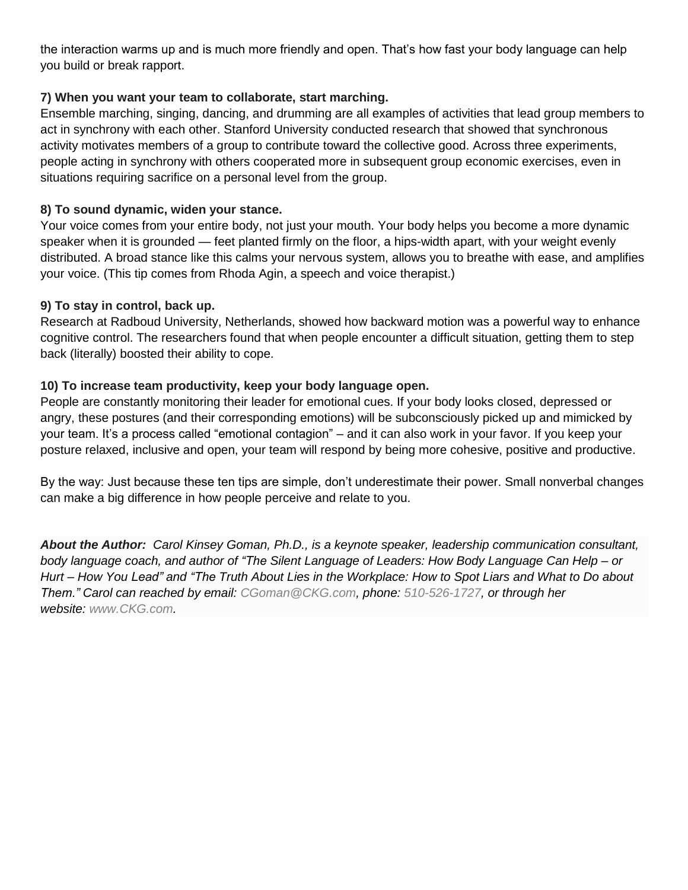the interaction warms up and is much more friendly and open. That's how fast your body language can help you build or break rapport.

**7) When you want your team to collaborate, start marching.**

Ensemble marching, singing, dancing, and drumming are all examples of activities that lead group members to act in synchrony with each other. Stanford University conducted research that showed that synchronous activity motivates members of a group to contribute toward the collective good. Across three experiments, people acting in synchrony with others cooperated more in subsequent group economic exercises, even in situations requiring sacrifice on a personal level from the group.

**8) To sound dynamic, widen your stance.**

Your voice comes from your entire body, not just your mouth. Your body helps you become a more dynamic speaker when it is grounded — feet planted firmly on the floor, a hips-width apart, with your weight evenly distributed. A broad stance like this calms your nervous system, allows you to breathe with ease, and amplifies your voice. (This tip comes from Rhoda Agin, a speech and voice therapist.)

**9) To stay in control, back up.**

Research at Radboud University, Netherlands, showed how backward motion was a powerful way to enhance cognitive control. The researchers found that when people encounter a difficult situation, getting them to step back (literally) boosted their ability to cope.

**10) To increase team productivity, keep your body language open.**

People are constantly monitoring their leader for emotional cues. If your body looks closed, depressed or angry, these postures (and their corresponding emotions) will be subconsciously picked up and mimicked by your team. It's a process called "emotional contagion" – and it can also work in your favor. If you keep your posture relaxed, inclusive and open, your team will respond by being more cohesive, positive and productive.

By the way: Just because these ten tips are simple, don't underestimate their power. Small nonverbal changes can make a big difference in how people perceive and relate to you.

***About the Author:*** *Carol Kinsey Goman, Ph.D., is a keynote speaker, leadership communication consultant, body language coach, and author of "The Silent Language of Leaders: How Body Language Can Help – or Hurt – How You Lead" and "The Truth About Lies in the Workplace: How to Spot Liars and What to Do about Them." Carol can reached by email: CGoman@CKG.com, phone: 510-526-1727, or through her website: www.CKG.com.*